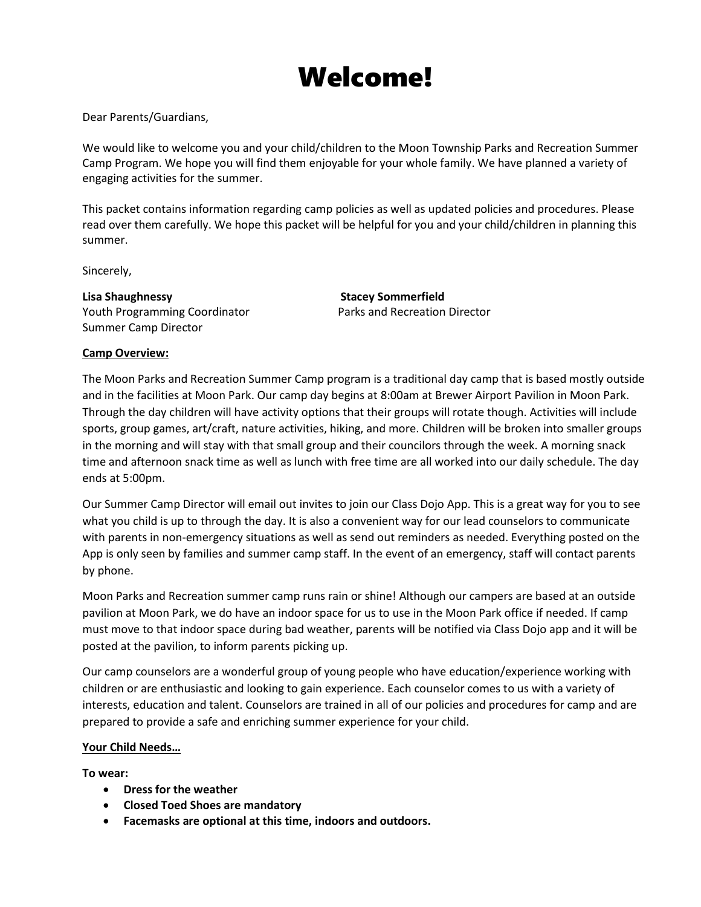# Welcome!

Dear Parents/Guardians,

We would like to welcome you and your child/children to the Moon Township Parks and Recreation Summer Camp Program. We hope you will find them enjoyable for your whole family. We have planned a variety of engaging activities for the summer.

This packet contains information regarding camp policies as well as updated policies and procedures. Please read over them carefully. We hope this packet will be helpful for you and your child/children in planning this summer.

Sincerely,

**Lisa Shaughnessy**
Youth Programming Coordinator
Summer Camp Director

**Stacey Sommerfield**
Parks and Recreation Director

**Camp Overview:**

The Moon Parks and Recreation Summer Camp program is a traditional day camp that is based mostly outside and in the facilities at Moon Park. Our camp day begins at 8:00am at Brewer Airport Pavilion in Moon Park. Through the day children will have activity options that their groups will rotate though. Activities will include sports, group games, art/craft, nature activities, hiking, and more. Children will be broken into smaller groups in the morning and will stay with that small group and their councilors through the week. A morning snack time and afternoon snack time as well as lunch with free time are all worked into our daily schedule. The day ends at 5:00pm.

Our Summer Camp Director will email out invites to join our Class Dojo App. This is a great way for you to see what you child is up to through the day. It is also a convenient way for our lead counselors to communicate with parents in non-emergency situations as well as send out reminders as needed. Everything posted on the App is only seen by families and summer camp staff. In the event of an emergency, staff will contact parents by phone.

Moon Parks and Recreation summer camp runs rain or shine! Although our campers are based at an outside pavilion at Moon Park, we do have an indoor space for us to use in the Moon Park office if needed. If camp must move to that indoor space during bad weather, parents will be notified via Class Dojo app and it will be posted at the pavilion, to inform parents picking up.

Our camp counselors are a wonderful group of young people who have education/experience working with children or are enthusiastic and looking to gain experience. Each counselor comes to us with a variety of interests, education and talent. Counselors are trained in all of our policies and procedures for camp and are prepared to provide a safe and enriching summer experience for your child.

**Your Child Needs…**

**To wear:**

- **Dress for the weather**
- **Closed Toed Shoes are mandatory**
- **Facemasks are optional at this time, indoors and outdoors.**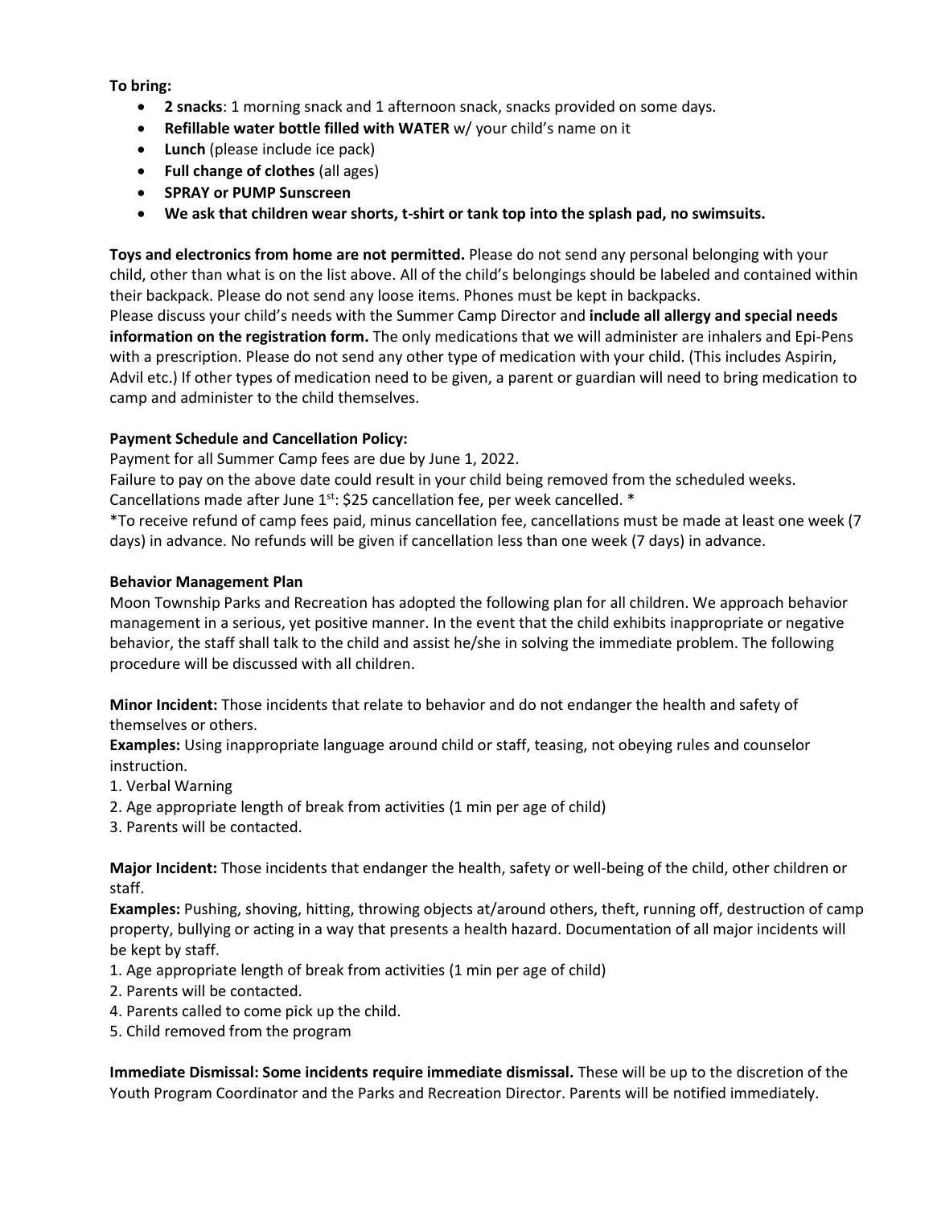**To bring:**

- **2 snacks**: 1 morning snack and 1 afternoon snack, snacks provided on some days.
- **Refillable water bottle filled with WATER** w/ your child's name on it
- **Lunch** (please include ice pack)
- **Full change of clothes** (all ages)
- **SPRAY or PUMP Sunscreen**
- **We ask that children wear shorts, t-shirt or tank top into the splash pad, no swimsuits.**

**Toys and electronics from home are not permitted.** Please do not send any personal belonging with your child, other than what is on the list above. All of the child's belongings should be labeled and contained within their backpack. Please do not send any loose items. Phones must be kept in backpacks.
Please discuss your child's needs with the Summer Camp Director and **include all allergy and special needs information on the registration form.** The only medications that we will administer are inhalers and Epi-Pens with a prescription. Please do not send any other type of medication with your child. (This includes Aspirin, Advil etc.) If other types of medication need to be given, a parent or guardian will need to bring medication to camp and administer to the child themselves.

**Payment Schedule and Cancellation Policy:**
Payment for all Summer Camp fees are due by June 1, 2022.
Failure to pay on the above date could result in your child being removed from the scheduled weeks.
Cancellations made after June 1st: $25 cancellation fee, per week cancelled. *
*To receive refund of camp fees paid, minus cancellation fee, cancellations must be made at least one week (7 days) in advance. No refunds will be given if cancellation less than one week (7 days) in advance.

**Behavior Management Plan**
Moon Township Parks and Recreation has adopted the following plan for all children. We approach behavior management in a serious, yet positive manner. In the event that the child exhibits inappropriate or negative behavior, the staff shall talk to the child and assist he/she in solving the immediate problem. The following procedure will be discussed with all children.

**Minor Incident:** Those incidents that relate to behavior and do not endanger the health and safety of themselves or others.
**Examples:** Using inappropriate language around child or staff, teasing, not obeying rules and counselor instruction.
1. Verbal Warning
2. Age appropriate length of break from activities (1 min per age of child)
3. Parents will be contacted.

**Major Incident:** Those incidents that endanger the health, safety or well-being of the child, other children or staff.
**Examples:** Pushing, shoving, hitting, throwing objects at/around others, theft, running off, destruction of camp property, bullying or acting in a way that presents a health hazard. Documentation of all major incidents will be kept by staff.
1. Age appropriate length of break from activities (1 min per age of child)
2. Parents will be contacted.
4. Parents called to come pick up the child.
5. Child removed from the program

**Immediate Dismissal: Some incidents require immediate dismissal.** These will be up to the discretion of the Youth Program Coordinator and the Parks and Recreation Director. Parents will be notified immediately.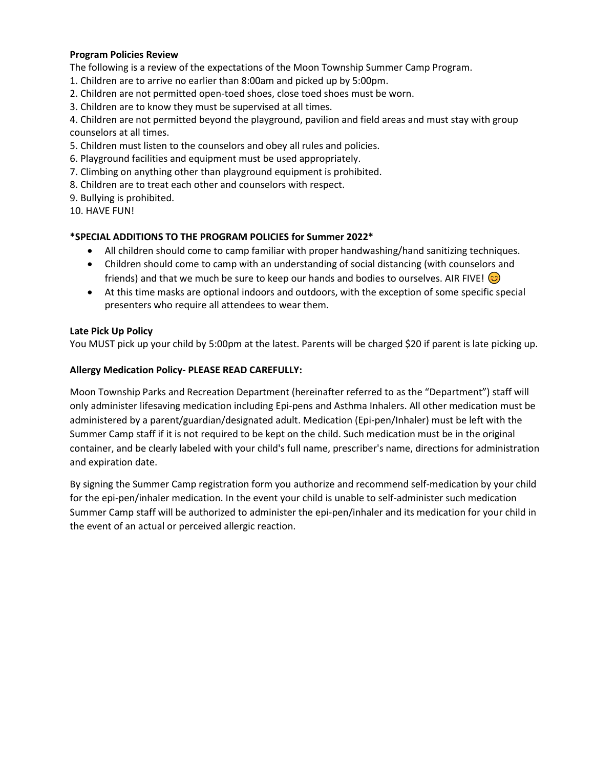**Program Policies Review**

The following is a review of the expectations of the Moon Township Summer Camp Program.

1. Children are to arrive no earlier than 8:00am and picked up by 5:00pm.
2. Children are not permitted open-toed shoes, close toed shoes must be worn.
3. Children are to know they must be supervised at all times.
4. Children are not permitted beyond the playground, pavilion and field areas and must stay with group counselors at all times.
5. Children must listen to the counselors and obey all rules and policies.
6. Playground facilities and equipment must be used appropriately.
7. Climbing on anything other than playground equipment is prohibited.
8. Children are to treat each other and counselors with respect.
9. Bullying is prohibited.
10. HAVE FUN!

**\*SPECIAL ADDITIONS TO THE PROGRAM POLICIES for Summer 2022\***

- All children should come to camp familiar with proper handwashing/hand sanitizing techniques.
- Children should come to camp with an understanding of social distancing (with counselors and friends) and that we much be sure to keep our hands and bodies to ourselves. AIR FIVE! 😊
- At this time masks are optional indoors and outdoors, with the exception of some specific special presenters who require all attendees to wear them.

**Late Pick Up Policy**

You MUST pick up your child by 5:00pm at the latest. Parents will be charged $20 if parent is late picking up.

**Allergy Medication Policy- PLEASE READ CAREFULLY:**

Moon Township Parks and Recreation Department (hereinafter referred to as the "Department") staff will only administer lifesaving medication including Epi-pens and Asthma Inhalers. All other medication must be administered by a parent/guardian/designated adult. Medication (Epi-pen/Inhaler) must be left with the Summer Camp staff if it is not required to be kept on the child. Such medication must be in the original container, and be clearly labeled with your child's full name, prescriber's name, directions for administration and expiration date.

By signing the Summer Camp registration form you authorize and recommend self-medication by your child for the epi-pen/inhaler medication. In the event your child is unable to self-administer such medication Summer Camp staff will be authorized to administer the epi-pen/inhaler and its medication for your child in the event of an actual or perceived allergic reaction.